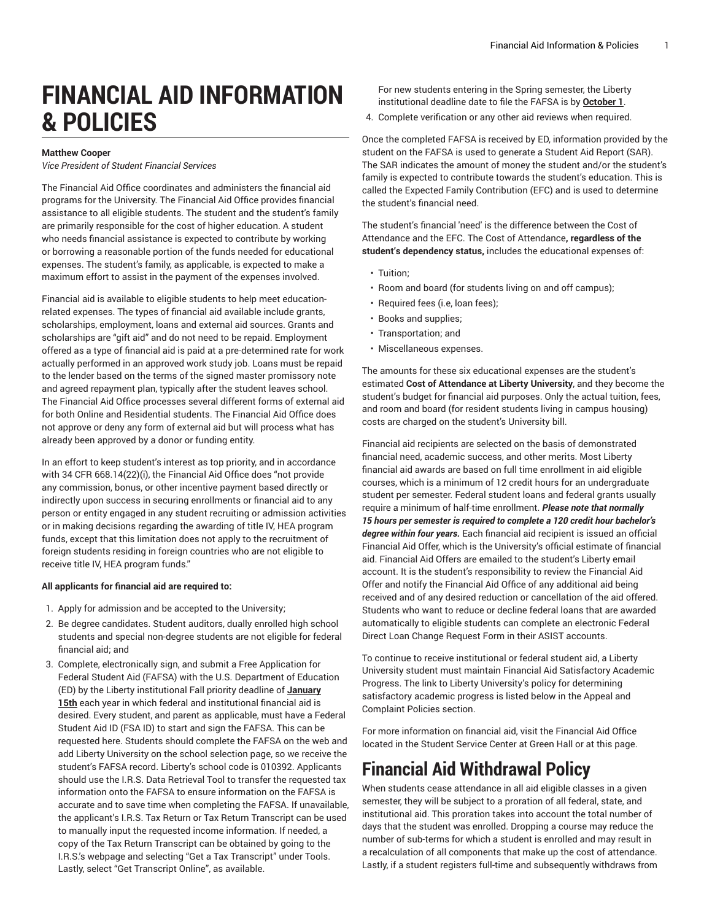# FINANCIAL AID INFORMATION & POLICIES

**Matthew Cooper**
*Vice President of Student Financial Services*

The Financial Aid Office coordinates and administers the financial aid programs for the University. The Financial Aid Office provides financial assistance to all eligible students. The student and the student's family are primarily responsible for the cost of higher education. A student who needs financial assistance is expected to contribute by working or borrowing a reasonable portion of the funds needed for educational expenses. The student's family, as applicable, is expected to make a maximum effort to assist in the payment of the expenses involved.

Financial aid is available to eligible students to help meet education-related expenses. The types of financial aid available include grants, scholarships, employment, loans and external aid sources. Grants and scholarships are "gift aid" and do not need to be repaid. Employment offered as a type of financial aid is paid at a pre-determined rate for work actually performed in an approved work study job. Loans must be repaid to the lender based on the terms of the signed master promissory note and agreed repayment plan, typically after the student leaves school. The Financial Aid Office processes several different forms of external aid for both Online and Residential students. The Financial Aid Office does not approve or deny any form of external aid but will process what has already been approved by a donor or funding entity.

In an effort to keep student's interest as top priority, and in accordance with 34 CFR 668.14(22)(i), the Financial Aid Office does "not provide any commission, bonus, or other incentive payment based directly or indirectly upon success in securing enrollments or financial aid to any person or entity engaged in any student recruiting or admission activities or in making decisions regarding the awarding of title IV, HEA program funds, except that this limitation does not apply to the recruitment of foreign students residing in foreign countries who are not eligible to receive title IV, HEA program funds."

**All applicants for financial aid are required to:**

1. Apply for admission and be accepted to the University;
2. Be degree candidates. Student auditors, dually enrolled high school students and special non-degree students are not eligible for federal financial aid; and
3. Complete, electronically sign, and submit a Free Application for Federal Student Aid (FAFSA) with the U.S. Department of Education (ED) by the Liberty institutional Fall priority deadline of **January 15th** each year in which federal and institutional financial aid is desired. Every student, and parent as applicable, must have a Federal Student Aid ID (FSA ID) to start and sign the FAFSA. This can be requested here. Students should complete the FAFSA on the web and add Liberty University on the school selection page, so we receive the student's FAFSA record. Liberty's school code is 010392. Applicants should use the I.R.S. Data Retrieval Tool to transfer the requested tax information onto the FAFSA to ensure information on the FAFSA is accurate and to save time when completing the FAFSA. If unavailable, the applicant's I.R.S. Tax Return or Tax Return Transcript can be used to manually input the requested income information. If needed, a copy of the Tax Return Transcript can be obtained by going to the I.R.S.'s webpage and selecting "Get a Tax Transcript" under Tools. Lastly, select "Get Transcript Online", as available.

   For new students entering in the Spring semester, the Liberty institutional deadline date to file the FAFSA is by **October 1**.
4. Complete verification or any other aid reviews when required.

Once the completed FAFSA is received by ED, information provided by the student on the FAFSA is used to generate a Student Aid Report (SAR). The SAR indicates the amount of money the student and/or the student's family is expected to contribute towards the student's education. This is called the Expected Family Contribution (EFC) and is used to determine the student's financial need.

The student's financial 'need' is the difference between the Cost of Attendance and the EFC. The Cost of Attendance**, regardless of the student's dependency status,** includes the educational expenses of:

- Tuition;
- Room and board (for students living on and off campus);
- Required fees (i.e, loan fees);
- Books and supplies;
- Transportation; and
- Miscellaneous expenses.

The amounts for these six educational expenses are the student's estimated **Cost of Attendance at Liberty University**, and they become the student's budget for financial aid purposes. Only the actual tuition, fees, and room and board (for resident students living in campus housing) costs are charged on the student's University bill.

Financial aid recipients are selected on the basis of demonstrated financial need, academic success, and other merits. Most Liberty financial aid awards are based on full time enrollment in aid eligible courses, which is a minimum of 12 credit hours for an undergraduate student per semester. Federal student loans and federal grants usually require a minimum of half-time enrollment. ***Please note that normally 15 hours per semester is required to complete a 120 credit hour bachelor's degree within four years.*** Each financial aid recipient is issued an official Financial Aid Offer, which is the University's official estimate of financial aid. Financial Aid Offers are emailed to the student's Liberty email account. It is the student's responsibility to review the Financial Aid Offer and notify the Financial Aid Office of any additional aid being received and of any desired reduction or cancellation of the aid offered. Students who want to reduce or decline federal loans that are awarded automatically to eligible students can complete an electronic Federal Direct Loan Change Request Form in their ASIST accounts.

To continue to receive institutional or federal student aid, a Liberty University student must maintain Financial Aid Satisfactory Academic Progress. The link to Liberty University's policy for determining satisfactory academic progress is listed below in the Appeal and Complaint Policies section.

For more information on financial aid, visit the Financial Aid Office located in the Student Service Center at Green Hall or at this page.

## Financial Aid Withdrawal Policy

When students cease attendance in all aid eligible classes in a given semester, they will be subject to a proration of all federal, state, and institutional aid. This proration takes into account the total number of days that the student was enrolled. Dropping a course may reduce the number of sub-terms for which a student is enrolled and may result in a recalculation of all components that make up the cost of attendance. Lastly, if a student registers full-time and subsequently withdraws from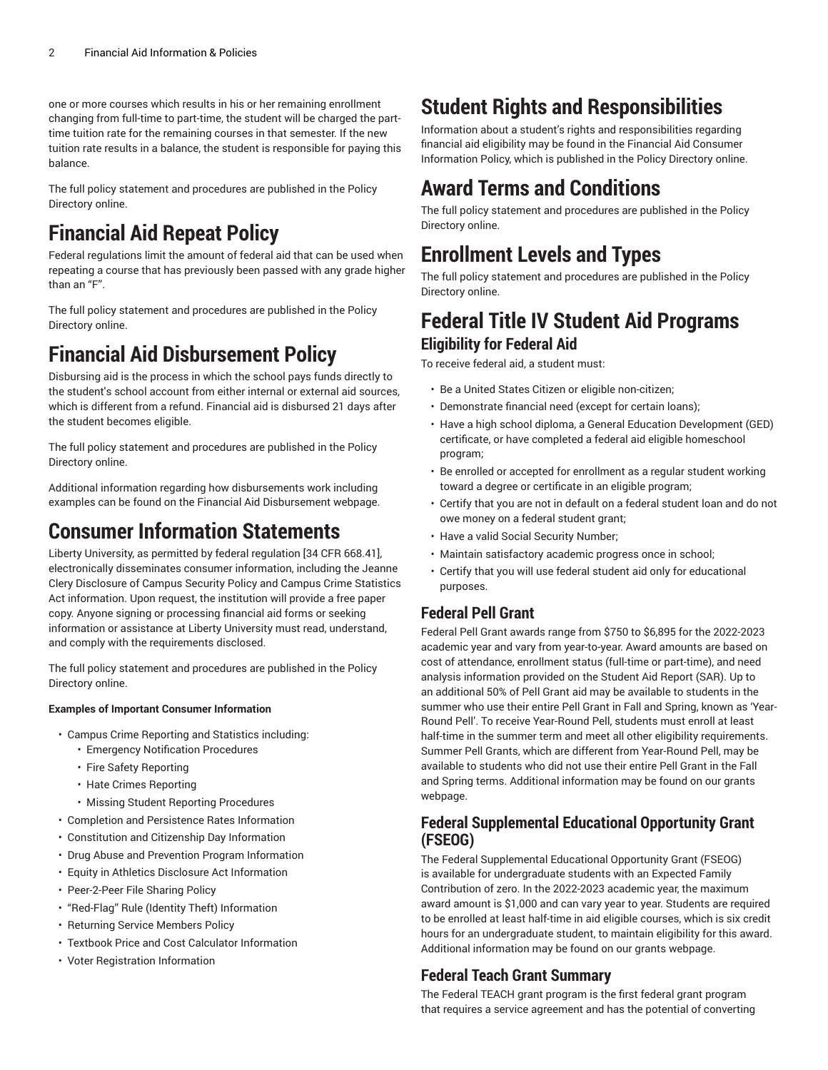one or more courses which results in his or her remaining enrollment changing from full-time to part-time, the student will be charged the part-time tuition rate for the remaining courses in that semester. If the new tuition rate results in a balance, the student is responsible for paying this balance.

The full policy statement and procedures are published in the Policy Directory online.

# Financial Aid Repeat Policy

Federal regulations limit the amount of federal aid that can be used when repeating a course that has previously been passed with any grade higher than an "F".

The full policy statement and procedures are published in the Policy Directory online.

# Financial Aid Disbursement Policy

Disbursing aid is the process in which the school pays funds directly to the student's school account from either internal or external aid sources, which is different from a refund. Financial aid is disbursed 21 days after the student becomes eligible.

The full policy statement and procedures are published in the Policy Directory online.

Additional information regarding how disbursements work including examples can be found on the Financial Aid Disbursement webpage.

# Consumer Information Statements

Liberty University, as permitted by federal regulation [34 CFR 668.41], electronically disseminates consumer information, including the Jeanne Clery Disclosure of Campus Security Policy and Campus Crime Statistics Act information. Upon request, the institution will provide a free paper copy. Anyone signing or processing financial aid forms or seeking information or assistance at Liberty University must read, understand, and comply with the requirements disclosed.

The full policy statement and procedures are published in the Policy Directory online.

**Examples of Important Consumer Information**

- Campus Crime Reporting and Statistics including:
  - Emergency Notification Procedures
  - Fire Safety Reporting
  - Hate Crimes Reporting
  - Missing Student Reporting Procedures
- Completion and Persistence Rates Information
- Constitution and Citizenship Day Information
- Drug Abuse and Prevention Program Information
- Equity in Athletics Disclosure Act Information
- Peer-2-Peer File Sharing Policy
- "Red-Flag" Rule (Identity Theft) Information
- Returning Service Members Policy
- Textbook Price and Cost Calculator Information
- Voter Registration Information

# Student Rights and Responsibilities

Information about a student's rights and responsibilities regarding financial aid eligibility may be found in the Financial Aid Consumer Information Policy, which is published in the Policy Directory online.

# Award Terms and Conditions

The full policy statement and procedures are published in the Policy Directory online.

# Enrollment Levels and Types

The full policy statement and procedures are published in the Policy Directory online.

# Federal Title IV Student Aid Programs

## Eligibility for Federal Aid

To receive federal aid, a student must:

- Be a United States Citizen or eligible non-citizen;
- Demonstrate financial need (except for certain loans);
- Have a high school diploma, a General Education Development (GED) certificate, or have completed a federal aid eligible homeschool program;
- Be enrolled or accepted for enrollment as a regular student working toward a degree or certificate in an eligible program;
- Certify that you are not in default on a federal student loan and do not owe money on a federal student grant;
- Have a valid Social Security Number;
- Maintain satisfactory academic progress once in school;
- Certify that you will use federal student aid only for educational purposes.

### Federal Pell Grant

Federal Pell Grant awards range from $750 to $6,895 for the 2022-2023 academic year and vary from year-to-year. Award amounts are based on cost of attendance, enrollment status (full-time or part-time), and need analysis information provided on the Student Aid Report (SAR). Up to an additional 50% of Pell Grant aid may be available to students in the summer who use their entire Pell Grant in Fall and Spring, known as 'Year-Round Pell'. To receive Year-Round Pell, students must enroll at least half-time in the summer term and meet all other eligibility requirements. Summer Pell Grants, which are different from Year-Round Pell, may be available to students who did not use their entire Pell Grant in the Fall and Spring terms. Additional information may be found on our grants webpage.

### Federal Supplemental Educational Opportunity Grant (FSEOG)

The Federal Supplemental Educational Opportunity Grant (FSEOG) is available for undergraduate students with an Expected Family Contribution of zero. In the 2022-2023 academic year, the maximum award amount is $1,000 and can vary year to year. Students are required to be enrolled at least half-time in aid eligible courses, which is six credit hours for an undergraduate student, to maintain eligibility for this award. Additional information may be found on our grants webpage.

### Federal Teach Grant Summary

The Federal TEACH grant program is the first federal grant program that requires a service agreement and has the potential of converting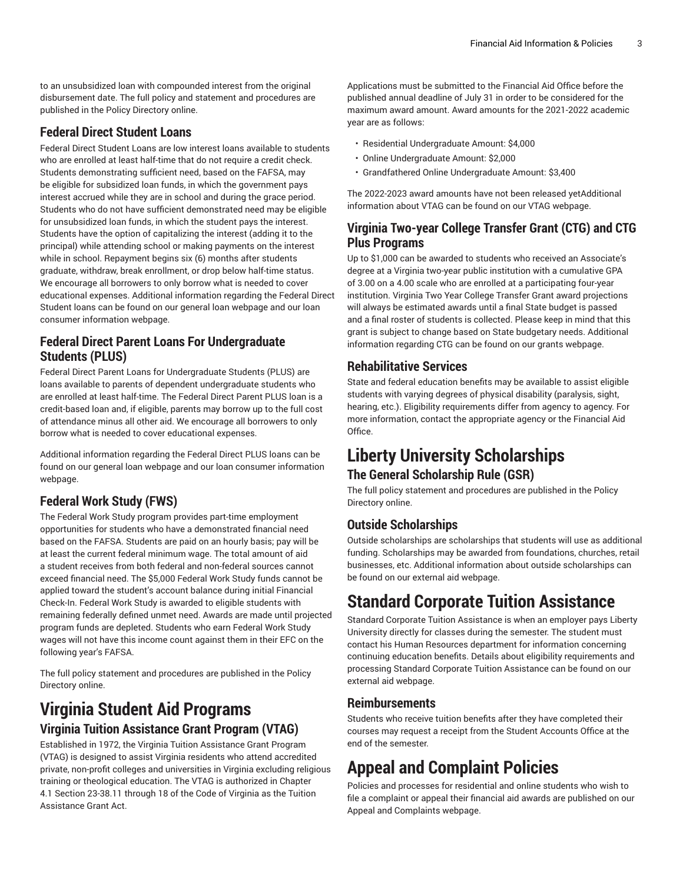to an unsubsidized loan with compounded interest from the original disbursement date. The full policy and statement and procedures are published in the Policy Directory online.

### Federal Direct Student Loans

Federal Direct Student Loans are low interest loans available to students who are enrolled at least half-time that do not require a credit check. Students demonstrating sufficient need, based on the FAFSA, may be eligible for subsidized loan funds, in which the government pays interest accrued while they are in school and during the grace period. Students who do not have sufficient demonstrated need may be eligible for unsubsidized loan funds, in which the student pays the interest. Students have the option of capitalizing the interest (adding it to the principal) while attending school or making payments on the interest while in school. Repayment begins six (6) months after students graduate, withdraw, break enrollment, or drop below half-time status. We encourage all borrowers to only borrow what is needed to cover educational expenses. Additional information regarding the Federal Direct Student loans can be found on our general loan webpage and our loan consumer information webpage.

### Federal Direct Parent Loans For Undergraduate Students (PLUS)

Federal Direct Parent Loans for Undergraduate Students (PLUS) are loans available to parents of dependent undergraduate students who are enrolled at least half-time. The Federal Direct Parent PLUS loan is a credit-based loan and, if eligible, parents may borrow up to the full cost of attendance minus all other aid. We encourage all borrowers to only borrow what is needed to cover educational expenses.

Additional information regarding the Federal Direct PLUS loans can be found on our general loan webpage and our loan consumer information webpage.

### Federal Work Study (FWS)

The Federal Work Study program provides part-time employment opportunities for students who have a demonstrated financial need based on the FAFSA. Students are paid on an hourly basis; pay will be at least the current federal minimum wage. The total amount of aid a student receives from both federal and non-federal sources cannot exceed financial need. The $5,000 Federal Work Study funds cannot be applied toward the student's account balance during initial Financial Check-In. Federal Work Study is awarded to eligible students with remaining federally defined unmet need. Awards are made until projected program funds are depleted. Students who earn Federal Work Study wages will not have this income count against them in their EFC on the following year's FAFSA.

The full policy statement and procedures are published in the Policy Directory online.

# Virginia Student Aid Programs

### Virginia Tuition Assistance Grant Program (VTAG)

Established in 1972, the Virginia Tuition Assistance Grant Program (VTAG) is designed to assist Virginia residents who attend accredited private, non-profit colleges and universities in Virginia excluding religious training or theological education. The VTAG is authorized in Chapter 4.1 Section 23-38.11 through 18 of the Code of Virginia as the Tuition Assistance Grant Act.

Applications must be submitted to the Financial Aid Office before the published annual deadline of July 31 in order to be considered for the maximum award amount. Award amounts for the 2021-2022 academic year are as follows:

- Residential Undergraduate Amount: $4,000
- Online Undergraduate Amount: $2,000
- Grandfathered Online Undergraduate Amount: $3,400

The 2022-2023 award amounts have not been released yetAdditional information about VTAG can be found on our VTAG webpage.

### Virginia Two-year College Transfer Grant (CTG) and CTG Plus Programs

Up to $1,000 can be awarded to students who received an Associate's degree at a Virginia two-year public institution with a cumulative GPA of 3.00 on a 4.00 scale who are enrolled at a participating four-year institution. Virginia Two Year College Transfer Grant award projections will always be estimated awards until a final State budget is passed and a final roster of students is collected. Please keep in mind that this grant is subject to change based on State budgetary needs. Additional information regarding CTG can be found on our grants webpage.

### Rehabilitative Services

State and federal education benefits may be available to assist eligible students with varying degrees of physical disability (paralysis, sight, hearing, etc.). Eligibility requirements differ from agency to agency. For more information, contact the appropriate agency or the Financial Aid Office.

# Liberty University Scholarships

### The General Scholarship Rule (GSR)

The full policy statement and procedures are published in the Policy Directory online.

### Outside Scholarships

Outside scholarships are scholarships that students will use as additional funding. Scholarships may be awarded from foundations, churches, retail businesses, etc. Additional information about outside scholarships can be found on our external aid webpage.

# Standard Corporate Tuition Assistance

Standard Corporate Tuition Assistance is when an employer pays Liberty University directly for classes during the semester. The student must contact his Human Resources department for information concerning continuing education benefits. Details about eligibility requirements and processing Standard Corporate Tuition Assistance can be found on our external aid webpage.

### Reimbursements

Students who receive tuition benefits after they have completed their courses may request a receipt from the Student Accounts Office at the end of the semester.

# Appeal and Complaint Policies

Policies and processes for residential and online students who wish to file a complaint or appeal their financial aid awards are published on our Appeal and Complaints webpage.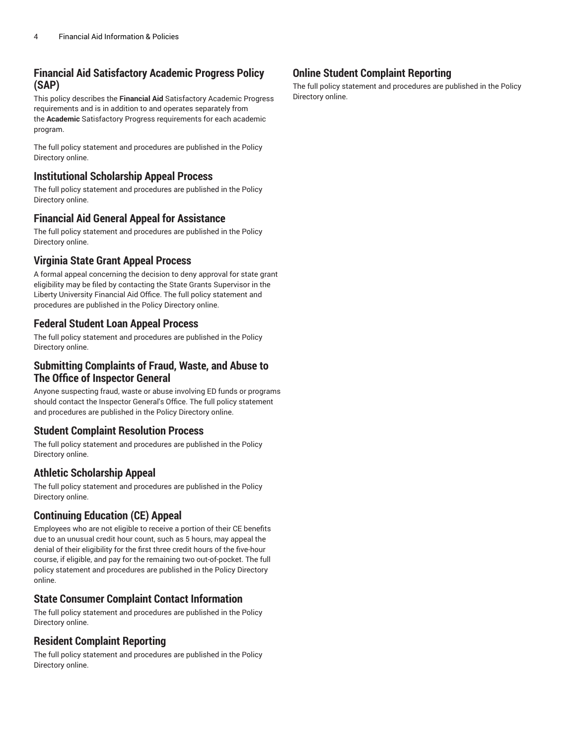## Financial Aid Satisfactory Academic Progress Policy (SAP)

This policy describes the **Financial Aid** Satisfactory Academic Progress requirements and is in addition to and operates separately from the **Academic** Satisfactory Progress requirements for each academic program.

The full policy statement and procedures are published in the Policy Directory online.

## Institutional Scholarship Appeal Process

The full policy statement and procedures are published in the Policy Directory online.

## Financial Aid General Appeal for Assistance

The full policy statement and procedures are published in the Policy Directory online.

## Virginia State Grant Appeal Process

A formal appeal concerning the decision to deny approval for state grant eligibility may be filed by contacting the State Grants Supervisor in the Liberty University Financial Aid Office. The full policy statement and procedures are published in the Policy Directory online.

## Federal Student Loan Appeal Process

The full policy statement and procedures are published in the Policy Directory online.

## Submitting Complaints of Fraud, Waste, and Abuse to The Office of Inspector General

Anyone suspecting fraud, waste or abuse involving ED funds or programs should contact the Inspector General's Office. The full policy statement and procedures are published in the Policy Directory online.

## Student Complaint Resolution Process

The full policy statement and procedures are published in the Policy Directory online.

## Athletic Scholarship Appeal

The full policy statement and procedures are published in the Policy Directory online.

## Continuing Education (CE) Appeal

Employees who are not eligible to receive a portion of their CE benefits due to an unusual credit hour count, such as 5 hours, may appeal the denial of their eligibility for the first three credit hours of the five-hour course, if eligible, and pay for the remaining two out-of-pocket. The full policy statement and procedures are published in the Policy Directory online.

## State Consumer Complaint Contact Information

The full policy statement and procedures are published in the Policy Directory online.

## Resident Complaint Reporting

The full policy statement and procedures are published in the Policy Directory online.

## Online Student Complaint Reporting

The full policy statement and procedures are published in the Policy Directory online.